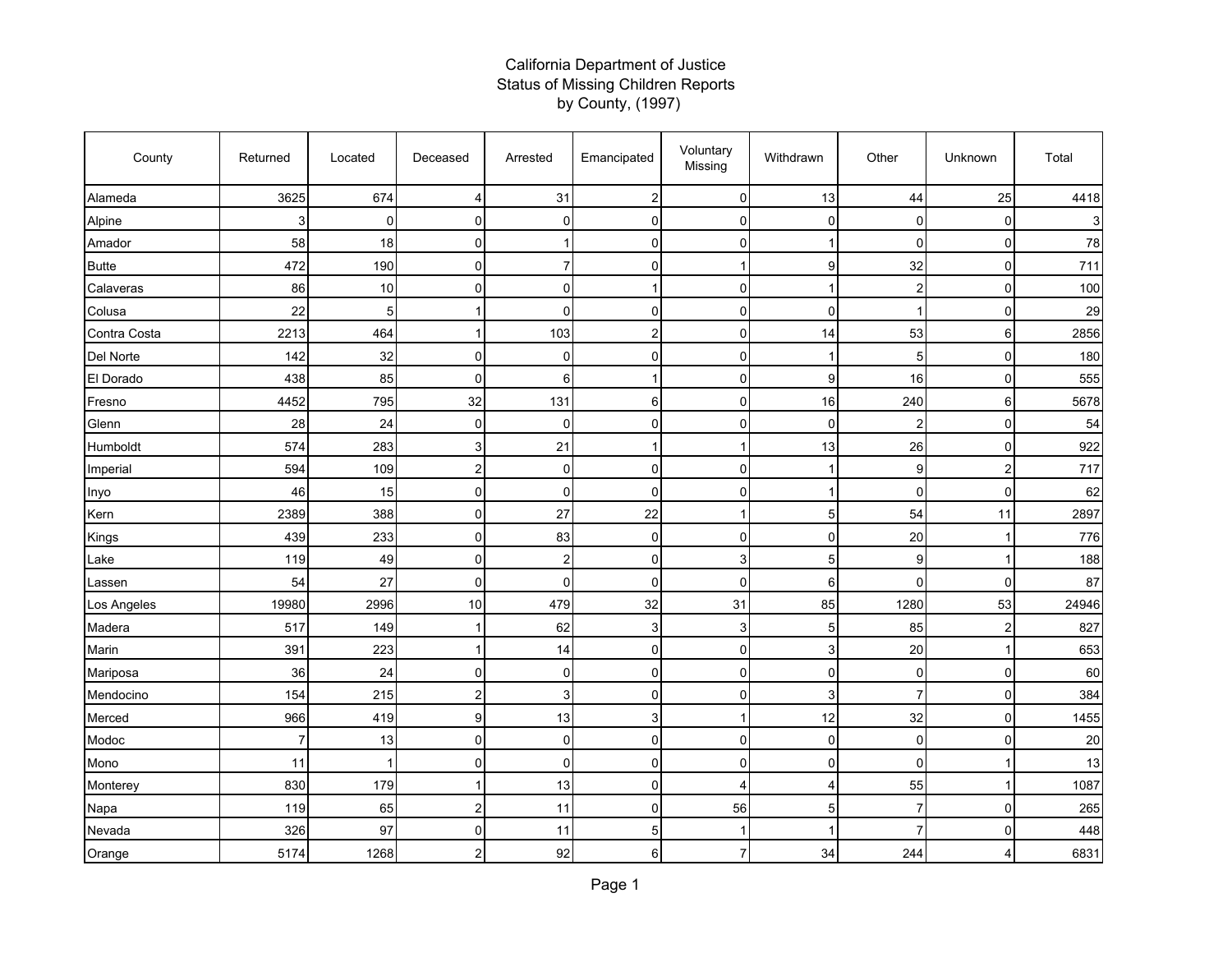# California Department of Justice
## Status of Missing Children Reports
## by County, (1997)

| County | Returned | Located | Deceased | Arrested | Emancipated | Voluntary Missing | Withdrawn | Other | Unknown | Total |
|---|---|---|---|---|---|---|---|---|---|---|
| Alameda | 3625 | 674 | 4 | 31 | 2 | 0 | 13 | 44 | 25 | 4418 |
| Alpine | 3 | 0 | 0 | 0 | 0 | 0 | 0 | 0 | 0 | 3 |
| Amador | 58 | 18 | 0 | 1 | 0 | 0 | 1 | 0 | 0 | 78 |
| Butte | 472 | 190 | 0 | 7 | 0 | 1 | 9 | 32 | 0 | 711 |
| Calaveras | 86 | 10 | 0 | 0 | 1 | 0 | 1 | 2 | 0 | 100 |
| Colusa | 22 | 5 | 1 | 0 | 0 | 0 | 0 | 1 | 0 | 29 |
| Contra Costa | 2213 | 464 | 1 | 103 | 2 | 0 | 14 | 53 | 6 | 2856 |
| Del Norte | 142 | 32 | 0 | 0 | 0 | 0 | 1 | 5 | 0 | 180 |
| El Dorado | 438 | 85 | 0 | 6 | 1 | 0 | 9 | 16 | 0 | 555 |
| Fresno | 4452 | 795 | 32 | 131 | 6 | 0 | 16 | 240 | 6 | 5678 |
| Glenn | 28 | 24 | 0 | 0 | 0 | 0 | 0 | 2 | 0 | 54 |
| Humboldt | 574 | 283 | 3 | 21 | 1 | 1 | 13 | 26 | 0 | 922 |
| Imperial | 594 | 109 | 2 | 0 | 0 | 0 | 1 | 9 | 2 | 717 |
| Inyo | 46 | 15 | 0 | 0 | 0 | 0 | 1 | 0 | 0 | 62 |
| Kern | 2389 | 388 | 0 | 27 | 22 | 1 | 5 | 54 | 11 | 2897 |
| Kings | 439 | 233 | 0 | 83 | 0 | 0 | 0 | 20 | 1 | 776 |
| Lake | 119 | 49 | 0 | 2 | 0 | 3 | 5 | 9 | 1 | 188 |
| Lassen | 54 | 27 | 0 | 0 | 0 | 0 | 6 | 0 | 0 | 87 |
| Los Angeles | 19980 | 2996 | 10 | 479 | 32 | 31 | 85 | 1280 | 53 | 24946 |
| Madera | 517 | 149 | 1 | 62 | 3 | 3 | 5 | 85 | 2 | 827 |
| Marin | 391 | 223 | 1 | 14 | 0 | 0 | 3 | 20 | 1 | 653 |
| Mariposa | 36 | 24 | 0 | 0 | 0 | 0 | 0 | 0 | 0 | 60 |
| Mendocino | 154 | 215 | 2 | 3 | 0 | 0 | 3 | 7 | 0 | 384 |
| Merced | 966 | 419 | 9 | 13 | 3 | 1 | 12 | 32 | 0 | 1455 |
| Modoc | 7 | 13 | 0 | 0 | 0 | 0 | 0 | 0 | 0 | 20 |
| Mono | 11 | 1 | 0 | 0 | 0 | 0 | 0 | 0 | 1 | 13 |
| Monterey | 830 | 179 | 1 | 13 | 0 | 4 | 4 | 55 | 1 | 1087 |
| Napa | 119 | 65 | 2 | 11 | 0 | 56 | 5 | 7 | 0 | 265 |
| Nevada | 326 | 97 | 0 | 11 | 5 | 1 | 1 | 7 | 0 | 448 |
| Orange | 5174 | 1268 | 2 | 92 | 6 | 7 | 34 | 244 | 4 | 6831 |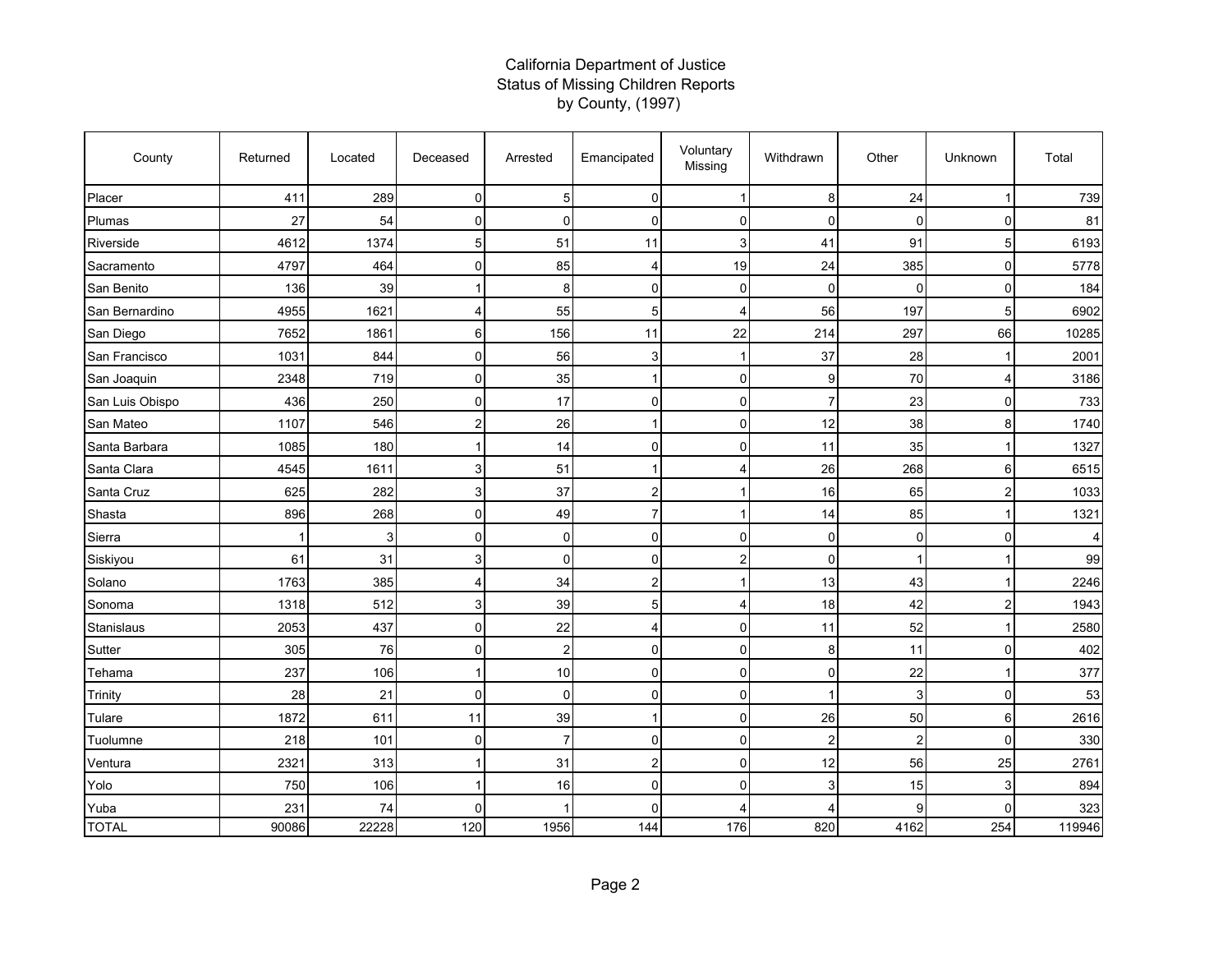# California Department of Justice
## Status of Missing Children Reports
### by County, (1997)

| County | Returned | Located | Deceased | Arrested | Emancipated | Voluntary Missing | Withdrawn | Other | Unknown | Total |
|---|---|---|---|---|---|---|---|---|---|---|
| Placer | 411 | 289 | 0 | 5 | 0 | 1 | 8 | 24 | 1 | 739 |
| Plumas | 27 | 54 | 0 | 0 | 0 | 0 | 0 | 0 | 0 | 81 |
| Riverside | 4612 | 1374 | 5 | 51 | 11 | 3 | 41 | 91 | 5 | 6193 |
| Sacramento | 4797 | 464 | 0 | 85 | 4 | 19 | 24 | 385 | 0 | 5778 |
| San Benito | 136 | 39 | 1 | 8 | 0 | 0 | 0 | 0 | 0 | 184 |
| San Bernardino | 4955 | 1621 | 4 | 55 | 5 | 4 | 56 | 197 | 5 | 6902 |
| San Diego | 7652 | 1861 | 6 | 156 | 11 | 22 | 214 | 297 | 66 | 10285 |
| San Francisco | 1031 | 844 | 0 | 56 | 3 | 1 | 37 | 28 | 1 | 2001 |
| San Joaquin | 2348 | 719 | 0 | 35 | 1 | 0 | 9 | 70 | 4 | 3186 |
| San Luis Obispo | 436 | 250 | 0 | 17 | 0 | 0 | 7 | 23 | 0 | 733 |
| San Mateo | 1107 | 546 | 2 | 26 | 1 | 0 | 12 | 38 | 8 | 1740 |
| Santa Barbara | 1085 | 180 | 1 | 14 | 0 | 0 | 11 | 35 | 1 | 1327 |
| Santa Clara | 4545 | 1611 | 3 | 51 | 1 | 4 | 26 | 268 | 6 | 6515 |
| Santa Cruz | 625 | 282 | 3 | 37 | 2 | 1 | 16 | 65 | 2 | 1033 |
| Shasta | 896 | 268 | 0 | 49 | 7 | 1 | 14 | 85 | 1 | 1321 |
| Sierra | 1 | 3 | 0 | 0 | 0 | 0 | 0 | 0 | 0 | 4 |
| Siskiyou | 61 | 31 | 3 | 0 | 0 | 2 | 0 | 1 | 1 | 99 |
| Solano | 1763 | 385 | 4 | 34 | 2 | 1 | 13 | 43 | 1 | 2246 |
| Sonoma | 1318 | 512 | 3 | 39 | 5 | 4 | 18 | 42 | 2 | 1943 |
| Stanislaus | 2053 | 437 | 0 | 22 | 4 | 0 | 11 | 52 | 1 | 2580 |
| Sutter | 305 | 76 | 0 | 2 | 0 | 0 | 8 | 11 | 0 | 402 |
| Tehama | 237 | 106 | 1 | 10 | 0 | 0 | 0 | 22 | 1 | 377 |
| Trinity | 28 | 21 | 0 | 0 | 0 | 0 | 1 | 3 | 0 | 53 |
| Tulare | 1872 | 611 | 11 | 39 | 1 | 0 | 26 | 50 | 6 | 2616 |
| Tuolumne | 218 | 101 | 0 | 7 | 0 | 0 | 2 | 2 | 0 | 330 |
| Ventura | 2321 | 313 | 1 | 31 | 2 | 0 | 12 | 56 | 25 | 2761 |
| Yolo | 750 | 106 | 1 | 16 | 0 | 0 | 3 | 15 | 3 | 894 |
| Yuba | 231 | 74 | 0 | 1 | 0 | 4 | 4 | 9 | 0 | 323 |
| TOTAL | 90086 | 22228 | 120 | 1956 | 144 | 176 | 820 | 4162 | 254 | 119946 |